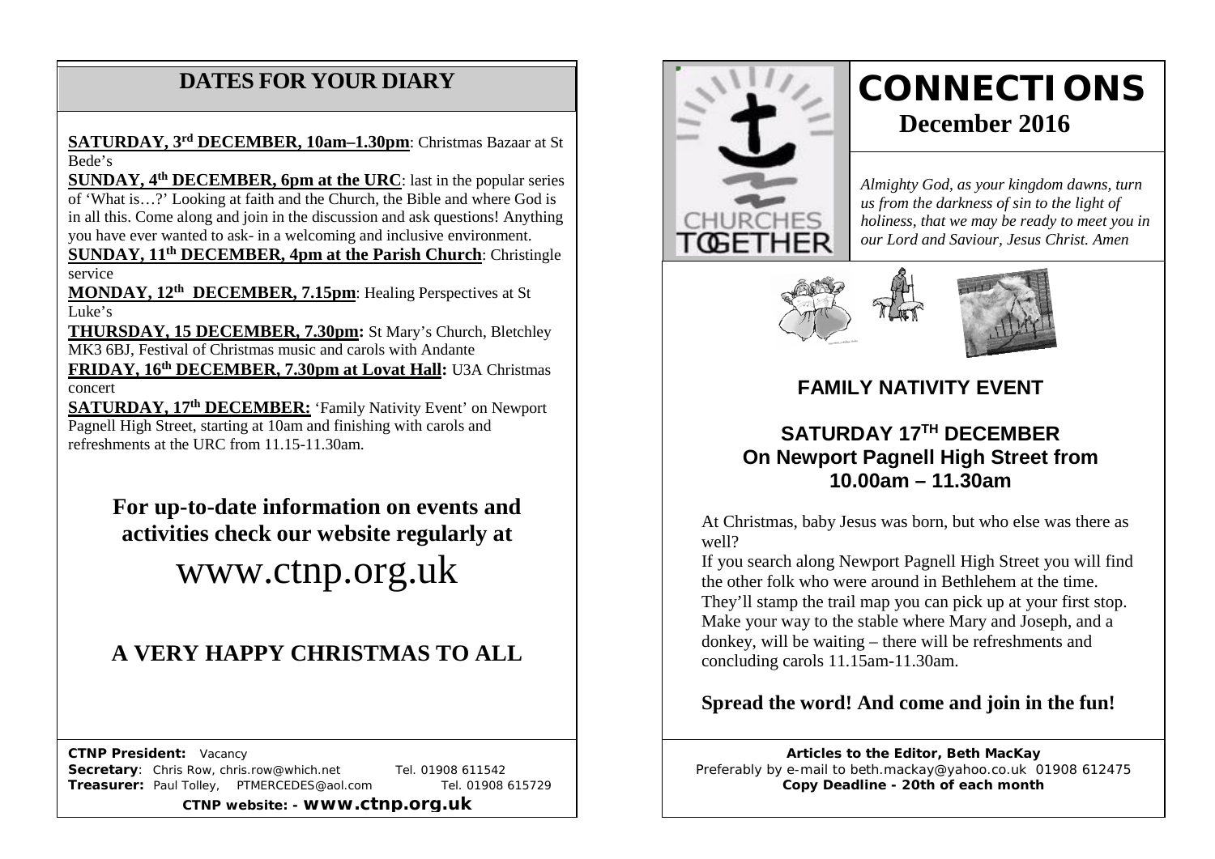## DATES FOR YOUR DIARY

**SATURDAY, 3rd DECEMBER, 10am–1.30pm**: Christmas Bazaar at St Bede's

**SUNDAY, 4th DECEMBER, 6pm at the URC**: last in the popular series of 'What is…?' Looking at faith and the Church, the Bible and where God is in all this. Come along and join in the discussion and ask questions! Anything you have ever wanted to ask- in a welcoming and inclusive environment.

**SUNDAY, 11th DECEMBER, 4pm at the Parish Church**: Christingle service

**MONDAY, 12th DECEMBER, 7.15pm**: Healing Perspectives at St Luke's

**THURSDAY, 15 DECEMBER, 7.30pm:** St Mary's Church, Bletchley MK3 6BJ, Festival of Christmas music and carols with Andante

**FRIDAY, 16th DECEMBER, 7.30pm at Lovat Hall:** U3A Christmas concert

**SATURDAY, 17th DECEMBER:** 'Family Nativity Event' on Newport Pagnell High Street, starting at 10am and finishing with carols and refreshments at the URC from 11.15-11.30am.

### For up-to-date information on events and activities check our website regularly at

# www.ctnp.org.uk

## A VERY HAPPY CHRISTMAS TO ALL

**CTNP President:** Vacancy
**Secretary**: Chris Row, chris.row@which.net Tel. 01908 611542
**Treasurer:** Paul Tolley, PTMERCEDES@aol.com Tel. 01908 615729

**CTNP website: - www.ctnp.org.uk**

CHURCHES TOGETHER

# CONNECTIONS

## December 2016

*Almighty God, as your kingdom dawns, turn us from the darkness of sin to the light of holiness, that we may be ready to meet you in our Lord and Saviour, Jesus Christ. Amen*

## FAMILY NATIVITY EVENT

### SATURDAY 17TH DECEMBER
### On Newport Pagnell High Street from 10.00am – 11.30am

At Christmas, baby Jesus was born, but who else was there as well?

If you search along Newport Pagnell High Street you will find the other folk who were around in Bethlehem at the time. They'll stamp the trail map you can pick up at your first stop. Make your way to the stable where Mary and Joseph, and a donkey, will be waiting – there will be refreshments and concluding carols 11.15am-11.30am.

**Spread the word! And come and join in the fun!**

**Articles to the Editor, Beth MacKay**
Preferably by e-mail to beth.mackay@yahoo.co.uk 01908 612475
**Copy Deadline - 20th of each month**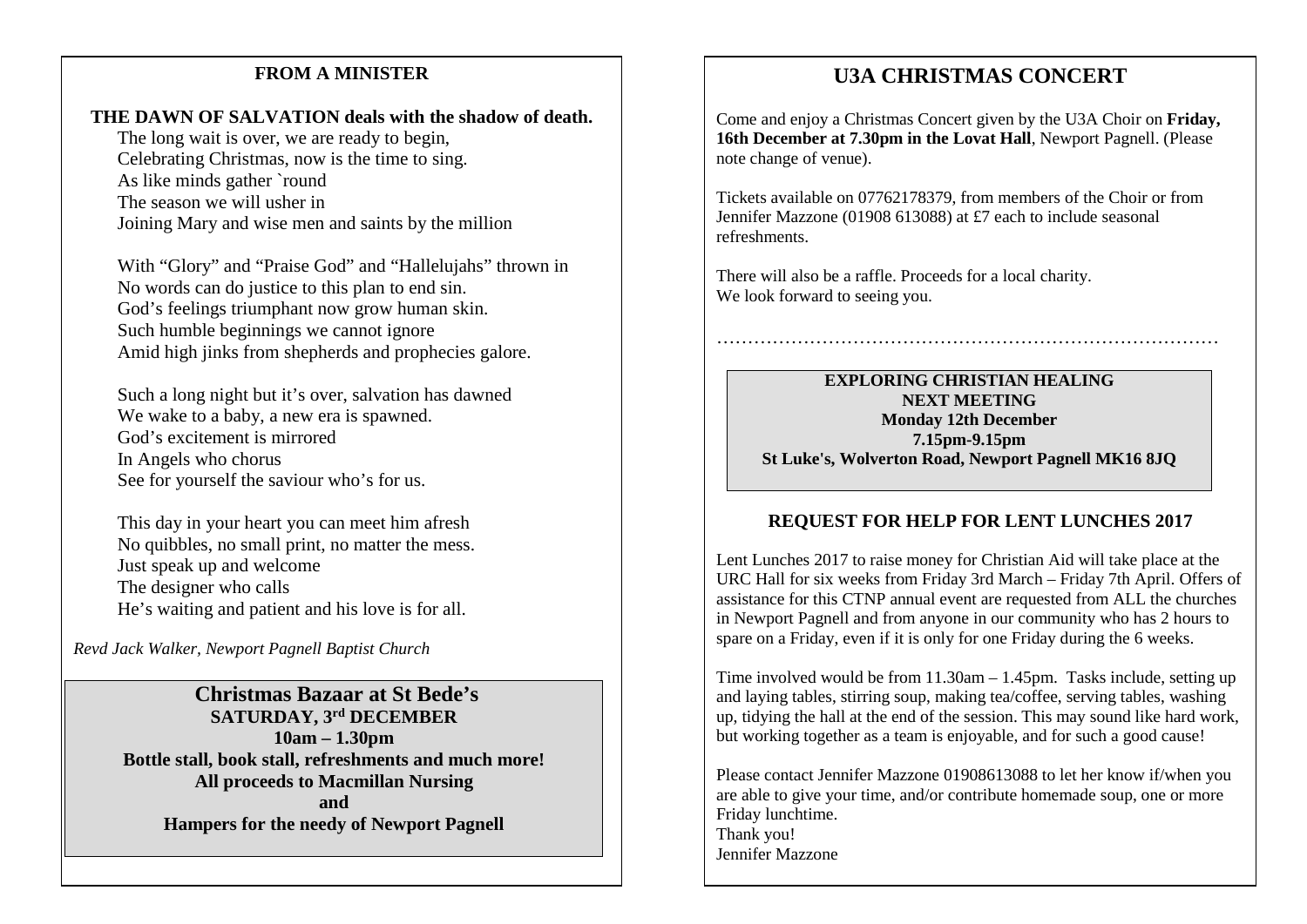## FROM A MINISTER

**THE DAWN OF SALVATION deals with the shadow of death.**

The long wait is over, we are ready to begin,
Celebrating Christmas, now is the time to sing.
As like minds gather `round
The season we will usher in
Joining Mary and wise men and saints by the million

With "Glory" and "Praise God" and "Hallelujahs" thrown in
No words can do justice to this plan to end sin.
God's feelings triumphant now grow human skin.
Such humble beginnings we cannot ignore
Amid high jinks from shepherds and prophecies galore.

Such a long night but it's over, salvation has dawned
We wake to a baby, a new era is spawned.
God's excitement is mirrored
In Angels who chorus
See for yourself the saviour who's for us.

This day in your heart you can meet him afresh
No quibbles, no small print, no matter the mess.
Just speak up and welcome
The designer who calls
He's waiting and patient and his love is for all.

*Revd Jack Walker, Newport Pagnell Baptist Church*

**Christmas Bazaar at St Bede's**
**SATURDAY, 3rd DECEMBER**
**10am – 1.30pm**
**Bottle stall, book stall, refreshments and much more!**
**All proceeds to Macmillan Nursing**
**and**
**Hampers for the needy of Newport Pagnell**

## U3A CHRISTMAS CONCERT

Come and enjoy a Christmas Concert given by the U3A Choir on **Friday, 16th December at 7.30pm in the Lovat Hall**, Newport Pagnell. (Please note change of venue).

Tickets available on 07762178379, from members of the Choir or from Jennifer Mazzone (01908 613088) at £7 each to include seasonal refreshments.

There will also be a raffle. Proceeds for a local charity.
We look forward to seeing you.

…………………………………………………………………………

**EXPLORING CHRISTIAN HEALING**
**NEXT MEETING**
**Monday 12th December**
**7.15pm-9.15pm**
**St Luke's, Wolverton Road, Newport Pagnell MK16 8JQ**

### REQUEST FOR HELP FOR LENT LUNCHES 2017

Lent Lunches 2017 to raise money for Christian Aid will take place at the URC Hall for six weeks from Friday 3rd March – Friday 7th April. Offers of assistance for this CTNP annual event are requested from ALL the churches in Newport Pagnell and from anyone in our community who has 2 hours to spare on a Friday, even if it is only for one Friday during the 6 weeks.

Time involved would be from 11.30am – 1.45pm. Tasks include, setting up and laying tables, stirring soup, making tea/coffee, serving tables, washing up, tidying the hall at the end of the session. This may sound like hard work, but working together as a team is enjoyable, and for such a good cause!

Please contact Jennifer Mazzone 01908613088 to let her know if/when you are able to give your time, and/or contribute homemade soup, one or more Friday lunchtime.
Thank you!
Jennifer Mazzone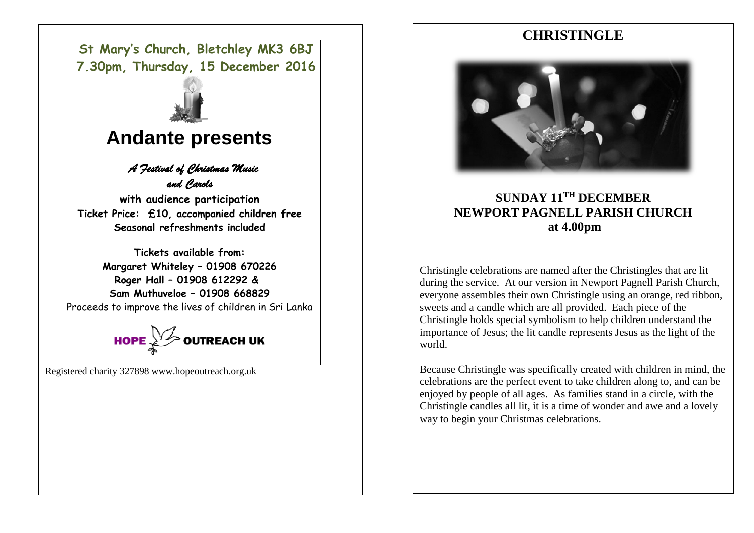**St Mary's Church, Bletchley MK3 6BJ**
**7.30pm, Thursday, 15 December 2016**

# Andante presents

*A Festival of Christmas Music and Carols*

**with audience participation**
**Ticket Price: £10, accompanied children free**
**Seasonal refreshments included**

**Tickets available from:**
**Margaret Whiteley – 01908 670226**
**Roger Hall – 01908 612292 &**
**Sam Muthuveloe – 01908 668829**

Proceeds to improve the lives of children in Sri Lanka

**HOPE OUTREACH UK**

Registered charity 327898 www.hopeoutreach.org.uk

# CHRISTINGLE

## SUNDAY 11TH DECEMBER
## NEWPORT PAGNELL PARISH CHURCH
## at 4.00pm

Christingle celebrations are named after the Christingles that are lit during the service. At our version in Newport Pagnell Parish Church, everyone assembles their own Christingle using an orange, red ribbon, sweets and a candle which are all provided. Each piece of the Christingle holds special symbolism to help children understand the importance of Jesus; the lit candle represents Jesus as the light of the world.

Because Christingle was specifically created with children in mind, the celebrations are the perfect event to take children along to, and can be enjoyed by people of all ages. As families stand in a circle, with the Christingle candles all lit, it is a time of wonder and awe and a lovely way to begin your Christmas celebrations.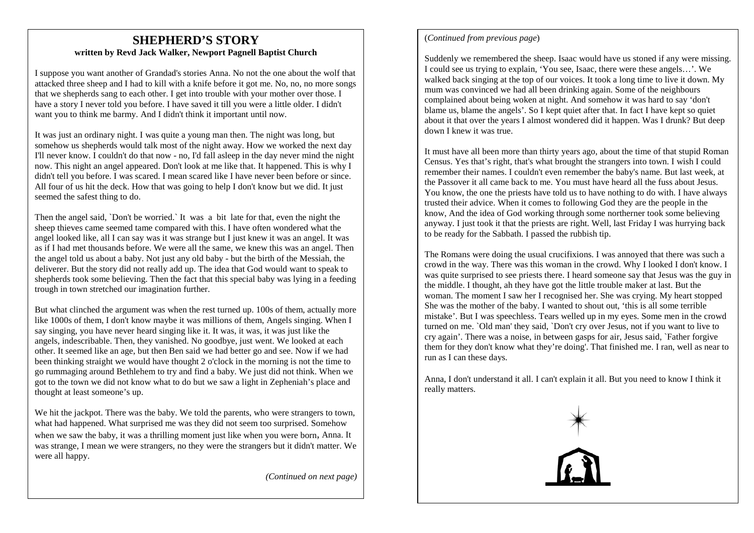## SHEPHERD'S STORY

**written by Revd Jack Walker, Newport Pagnell Baptist Church**

I suppose you want another of Grandad's stories Anna. No not the one about the wolf that attacked three sheep and I had to kill with a knife before it got me. No, no, no more songs that we shepherds sang to each other. I get into trouble with your mother over those. I have a story I never told you before. I have saved it till you were a little older. I didn't want you to think me barmy. And I didn't think it important until now.

It was just an ordinary night. I was quite a young man then. The night was long, but somehow us shepherds would talk most of the night away. How we worked the next day I'll never know. I couldn't do that now - no, I'd fall asleep in the day never mind the night now. This night an angel appeared. Don't look at me like that. It happened. This is why I didn't tell you before. I was scared. I mean scared like I have never been before or since. All four of us hit the deck. How that was going to help I don't know but we did. It just seemed the safest thing to do.

Then the angel said, `Don't be worried.` It was a bit late for that, even the night the sheep thieves came seemed tame compared with this. I have often wondered what the angel looked like, all I can say was it was strange but I just knew it was an angel. It was as if I had met thousands before. We were all the same, we knew this was an angel. Then the angel told us about a baby. Not just any old baby - but the birth of the Messiah, the deliverer. But the story did not really add up. The idea that God would want to speak to shepherds took some believing. Then the fact that this special baby was lying in a feeding trough in town stretched our imagination further.

But what clinched the argument was when the rest turned up. 100s of them, actually more like 1000s of them, I don't know maybe it was millions of them, Angels singing. When I say singing, you have never heard singing like it. It was, it was, it was just like the angels, indescribable. Then, they vanished. No goodbye, just went. We looked at each other. It seemed like an age, but then Ben said we had better go and see. Now if we had been thinking straight we would have thought 2 o'clock in the morning is not the time to go rummaging around Bethlehem to try and find a baby. We just did not think. When we got to the town we did not know what to do but we saw a light in Zepheniah's place and thought at least someone's up.

We hit the jackpot. There was the baby. We told the parents, who were strangers to town, what had happened. What surprised me was they did not seem too surprised. Somehow when we saw the baby, it was a thrilling moment just like when you were born, Anna. It was strange, I mean we were strangers, no they were the strangers but it didn't matter. We were all happy.

Suddenly we remembered the sheep. Isaac would have us stoned if any were missing. I could see us trying to explain, 'You see, Isaac, there were these angels…'. We walked back singing at the top of our voices. It took a long time to live it down. My mum was convinced we had all been drinking again. Some of the neighbours complained about being woken at night. And somehow it was hard to say 'don't blame us, blame the angels'. So I kept quiet after that. In fact I have kept so quiet about it that over the years I almost wondered did it happen. Was I drunk? But deep down I knew it was true.

It must have all been more than thirty years ago, about the time of that stupid Roman Census. Yes that's right, that's what brought the strangers into town. I wish I could remember their names. I couldn't even remember the baby's name. But last week, at the Passover it all came back to me. You must have heard all the fuss about Jesus. You know, the one the priests have told us to have nothing to do with. I have always trusted their advice. When it comes to following God they are the people in the know, And the idea of God working through some northerner took some believing anyway. I just took it that the priests are right. Well, last Friday I was hurrying back to be ready for the Sabbath. I passed the rubbish tip.

The Romans were doing the usual crucifixions. I was annoyed that there was such a crowd in the way. There was this woman in the crowd. Why I looked I don't know. I was quite surprised to see priests there. I heard someone say that Jesus was the guy in the middle. I thought, ah they have got the little trouble maker at last. But the woman. The moment I saw her I recognised her. She was crying. My heart stopped She was the mother of the baby. I wanted to shout out, 'this is all some terrible mistake'. But I was speechless. Tears welled up in my eyes. Some men in the crowd turned on me. `Old man' they said, `Don't cry over Jesus, not if you want to live to cry again'. There was a noise, in between gasps for air, Jesus said, `Father forgive them for they don't know what they're doing'. That finished me. I ran, well as near to run as I can these days.

Anna, I don't understand it all. I can't explain it all. But you need to know I think it really matters.